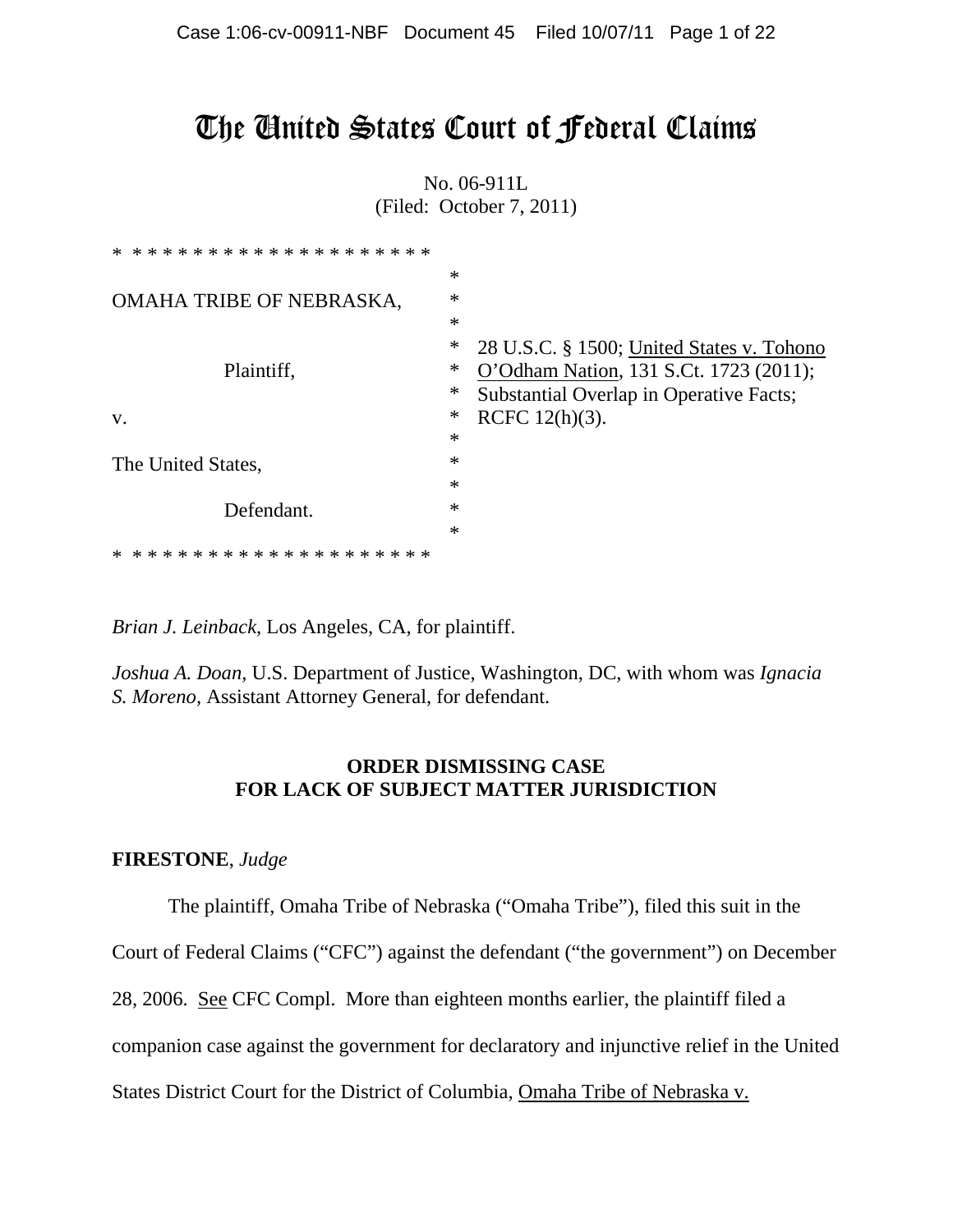# The United States Court of Federal Claims

No. 06-911L
(Filed: October 7, 2011)

\* \* \* \* \* \* \* \* \* \* \* \* \* \* \* \* \* \* \* \* \*

OMAHA TRIBE OF NEBRASKA,

Plaintiff,

v.

The United States,

Defendant.

\* \* \* \* \* \* \* \* \* \* \* \* \* \* \* \* \* \* \* \* \*

28 U.S.C. § 1500; United States v. Tohono O'Odham Nation, 131 S.Ct. 1723 (2011); Substantial Overlap in Operative Facts; RCFC 12(h)(3).

*Brian J. Leinback*, Los Angeles, CA, for plaintiff.

*Joshua A. Doan*, U.S. Department of Justice, Washington, DC, with whom was *Ignacia S. Moreno*, Assistant Attorney General, for defendant.

**ORDER DISMISSING CASE FOR LACK OF SUBJECT MATTER JURISDICTION**

**FIRESTONE**, *Judge*

The plaintiff, Omaha Tribe of Nebraska ("Omaha Tribe"), filed this suit in the Court of Federal Claims ("CFC") against the defendant ("the government") on December 28, 2006. See CFC Compl. More than eighteen months earlier, the plaintiff filed a companion case against the government for declaratory and injunctive relief in the United States District Court for the District of Columbia, Omaha Tribe of Nebraska v.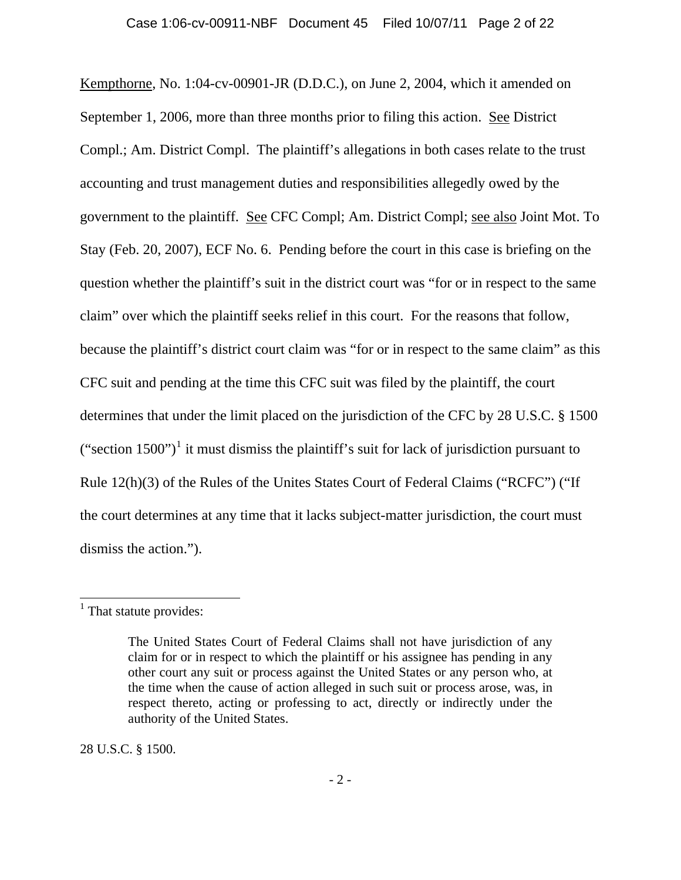Kempthorne, No. 1:04-cv-00901-JR (D.D.C.), on June 2, 2004, which it amended on September 1, 2006, more than three months prior to filing this action. See District Compl.; Am. District Compl. The plaintiff's allegations in both cases relate to the trust accounting and trust management duties and responsibilities allegedly owed by the government to the plaintiff. See CFC Compl; Am. District Compl; see also Joint Mot. To Stay (Feb. 20, 2007), ECF No. 6. Pending before the court in this case is briefing on the question whether the plaintiff's suit in the district court was "for or in respect to the same claim" over which the plaintiff seeks relief in this court. For the reasons that follow, because the plaintiff's district court claim was "for or in respect to the same claim" as this CFC suit and pending at the time this CFC suit was filed by the plaintiff, the court determines that under the limit placed on the jurisdiction of the CFC by 28 U.S.C. § 1500 ("section 1500")[1] it must dismiss the plaintiff's suit for lack of jurisdiction pursuant to Rule 12(h)(3) of the Rules of the Unites States Court of Federal Claims ("RCFC") ("If the court determines at any time that it lacks subject-matter jurisdiction, the court must dismiss the action.").

---

[1] That statute provides:

> The United States Court of Federal Claims shall not have jurisdiction of any claim for or in respect to which the plaintiff or his assignee has pending in any other court any suit or process against the United States or any person who, at the time when the cause of action alleged in such suit or process arose, was, in respect thereto, acting or professing to act, directly or indirectly under the authority of the United States.

28 U.S.C. § 1500.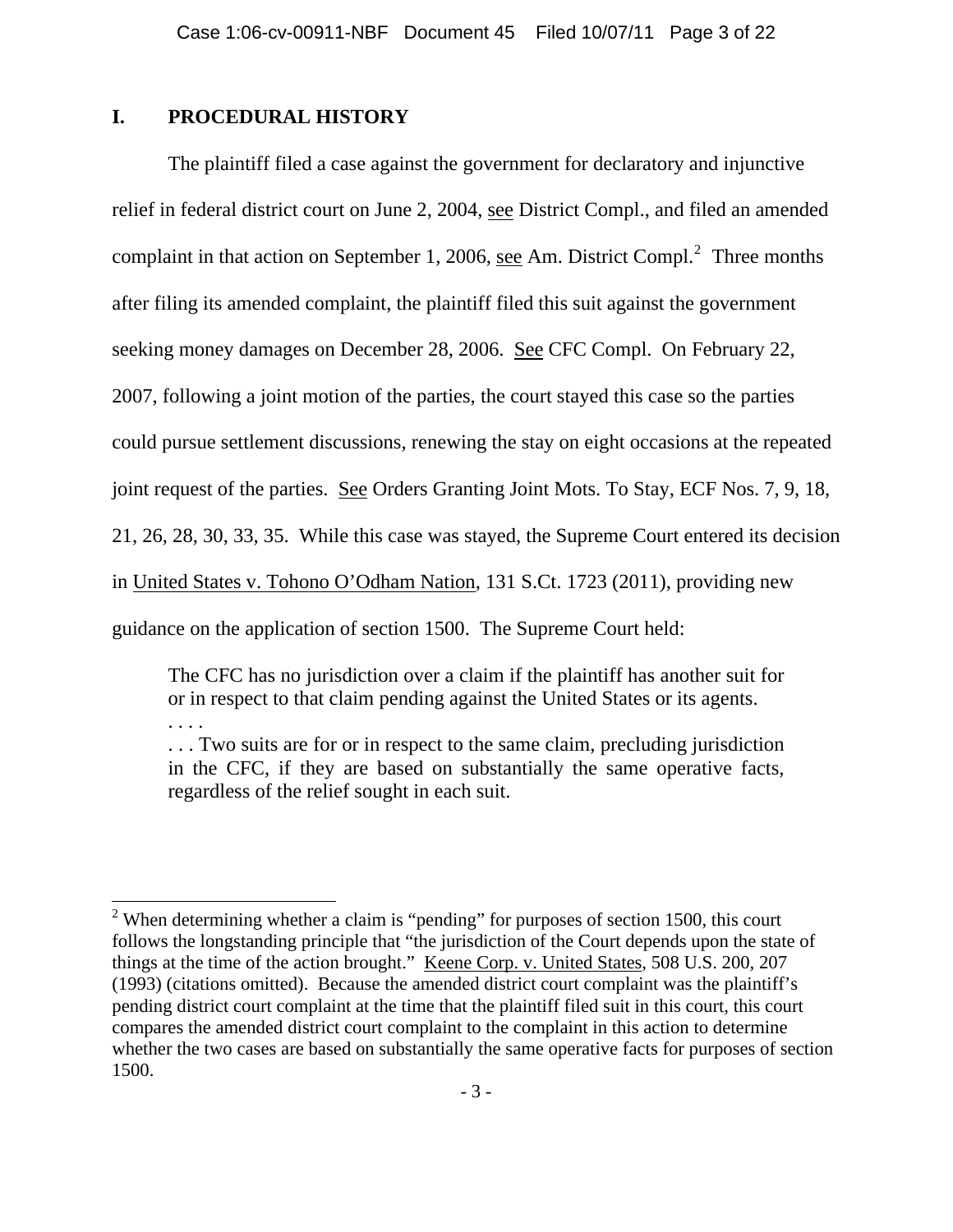## I. PROCEDURAL HISTORY

The plaintiff filed a case against the government for declaratory and injunctive relief in federal district court on June 2, 2004, see District Compl., and filed an amended complaint in that action on September 1, 2006, see Am. District Compl.[2] Three months after filing its amended complaint, the plaintiff filed this suit against the government seeking money damages on December 28, 2006. See CFC Compl. On February 22, 2007, following a joint motion of the parties, the court stayed this case so the parties could pursue settlement discussions, renewing the stay on eight occasions at the repeated joint request of the parties. See Orders Granting Joint Mots. To Stay, ECF Nos. 7, 9, 18, 21, 26, 28, 30, 33, 35. While this case was stayed, the Supreme Court entered its decision in United States v. Tohono O'Odham Nation, 131 S.Ct. 1723 (2011), providing new guidance on the application of section 1500. The Supreme Court held:

> The CFC has no jurisdiction over a claim if the plaintiff has another suit for or in respect to that claim pending against the United States or its agents.
> . . . .
> . . . Two suits are for or in respect to the same claim, precluding jurisdiction in the CFC, if they are based on substantially the same operative facts, regardless of the relief sought in each suit.

---

[2] When determining whether a claim is "pending" for purposes of section 1500, this court follows the longstanding principle that "the jurisdiction of the Court depends upon the state of things at the time of the action brought." Keene Corp. v. United States, 508 U.S. 200, 207 (1993) (citations omitted). Because the amended district court complaint was the plaintiff's pending district court complaint at the time that the plaintiff filed suit in this court, this court compares the amended district court complaint to the complaint in this action to determine whether the two cases are based on substantially the same operative facts for purposes of section 1500.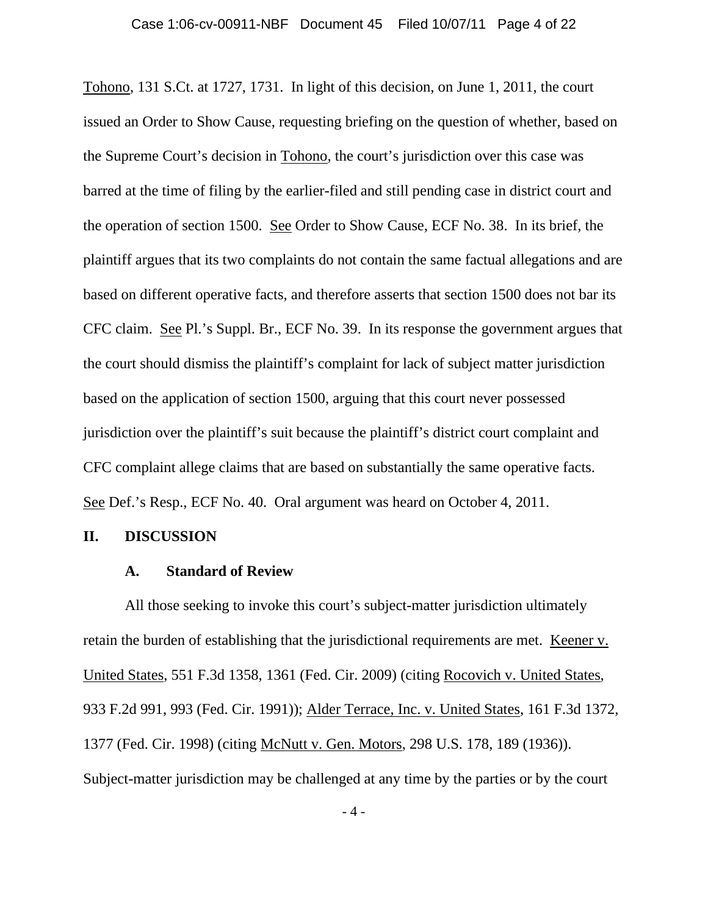Tohono, 131 S.Ct. at 1727, 1731. In light of this decision, on June 1, 2011, the court issued an Order to Show Cause, requesting briefing on the question of whether, based on the Supreme Court's decision in Tohono, the court's jurisdiction over this case was barred at the time of filing by the earlier-filed and still pending case in district court and the operation of section 1500. See Order to Show Cause, ECF No. 38. In its brief, the plaintiff argues that its two complaints do not contain the same factual allegations and are based on different operative facts, and therefore asserts that section 1500 does not bar its CFC claim. See Pl.'s Suppl. Br., ECF No. 39. In its response the government argues that the court should dismiss the plaintiff's complaint for lack of subject matter jurisdiction based on the application of section 1500, arguing that this court never possessed jurisdiction over the plaintiff's suit because the plaintiff's district court complaint and CFC complaint allege claims that are based on substantially the same operative facts. See Def.'s Resp., ECF No. 40. Oral argument was heard on October 4, 2011.

## II. DISCUSSION

### A. Standard of Review

All those seeking to invoke this court's subject-matter jurisdiction ultimately retain the burden of establishing that the jurisdictional requirements are met. Keener v. United States, 551 F.3d 1358, 1361 (Fed. Cir. 2009) (citing Rocovich v. United States, 933 F.2d 991, 993 (Fed. Cir. 1991)); Alder Terrace, Inc. v. United States, 161 F.3d 1372, 1377 (Fed. Cir. 1998) (citing McNutt v. Gen. Motors, 298 U.S. 178, 189 (1936)). Subject-matter jurisdiction may be challenged at any time by the parties or by the court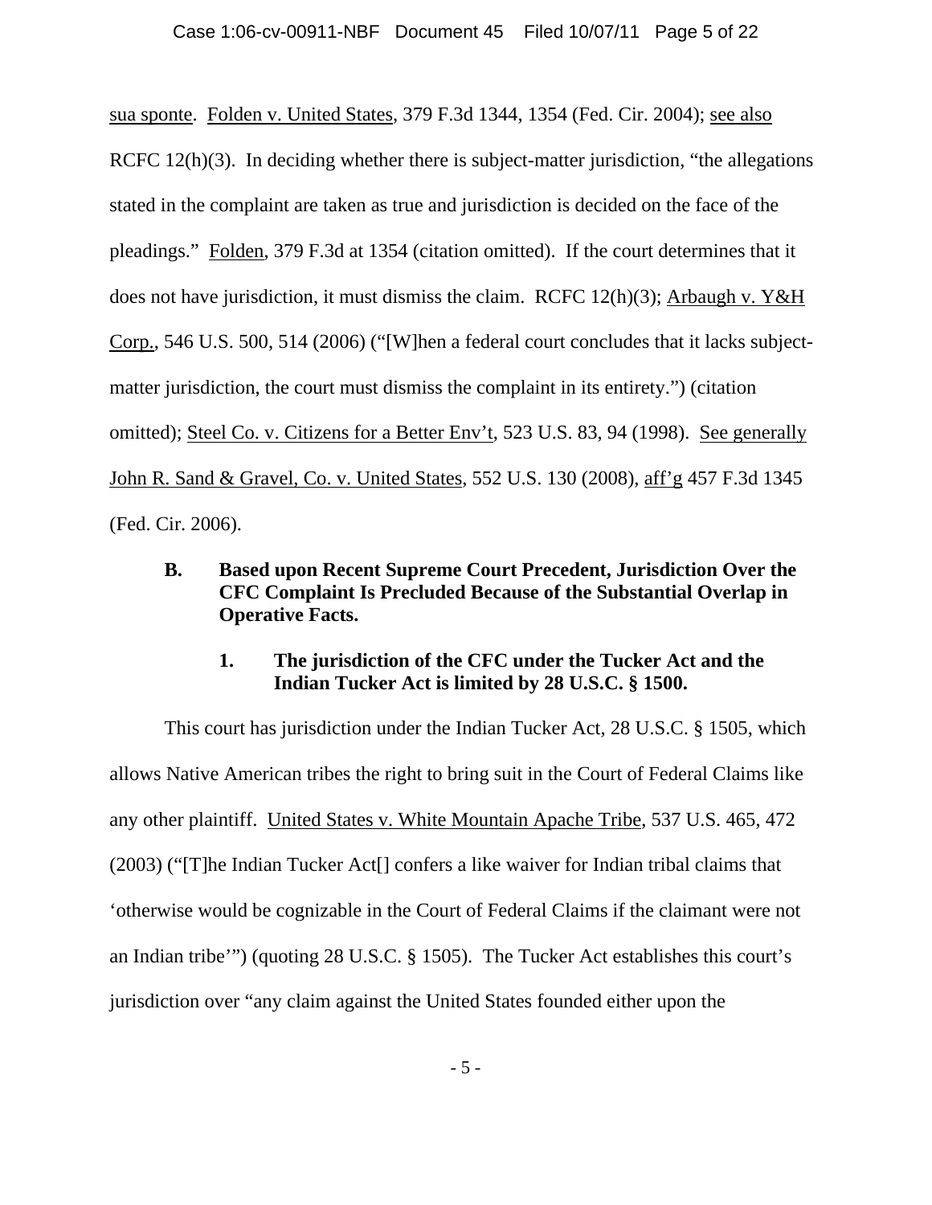sua sponte. Folden v. United States, 379 F.3d 1344, 1354 (Fed. Cir. 2004); see also RCFC 12(h)(3). In deciding whether there is subject-matter jurisdiction, "the allegations stated in the complaint are taken as true and jurisdiction is decided on the face of the pleadings." Folden, 379 F.3d at 1354 (citation omitted). If the court determines that it does not have jurisdiction, it must dismiss the claim. RCFC 12(h)(3); Arbaugh v. Y&H Corp., 546 U.S. 500, 514 (2006) ("[W]hen a federal court concludes that it lacks subject-matter jurisdiction, the court must dismiss the complaint in its entirety.") (citation omitted); Steel Co. v. Citizens for a Better Env't, 523 U.S. 83, 94 (1998). See generally John R. Sand & Gravel, Co. v. United States, 552 U.S. 130 (2008), aff'g 457 F.3d 1345 (Fed. Cir. 2006).

### B. Based upon Recent Supreme Court Precedent, Jurisdiction Over the CFC Complaint Is Precluded Because of the Substantial Overlap in Operative Facts.

#### 1. The jurisdiction of the CFC under the Tucker Act and the Indian Tucker Act is limited by 28 U.S.C. § 1500.

This court has jurisdiction under the Indian Tucker Act, 28 U.S.C. § 1505, which allows Native American tribes the right to bring suit in the Court of Federal Claims like any other plaintiff. United States v. White Mountain Apache Tribe, 537 U.S. 465, 472 (2003) ("[T]he Indian Tucker Act[] confers a like waiver for Indian tribal claims that 'otherwise would be cognizable in the Court of Federal Claims if the claimant were not an Indian tribe'") (quoting 28 U.S.C. § 1505). The Tucker Act establishes this court's jurisdiction over "any claim against the United States founded either upon the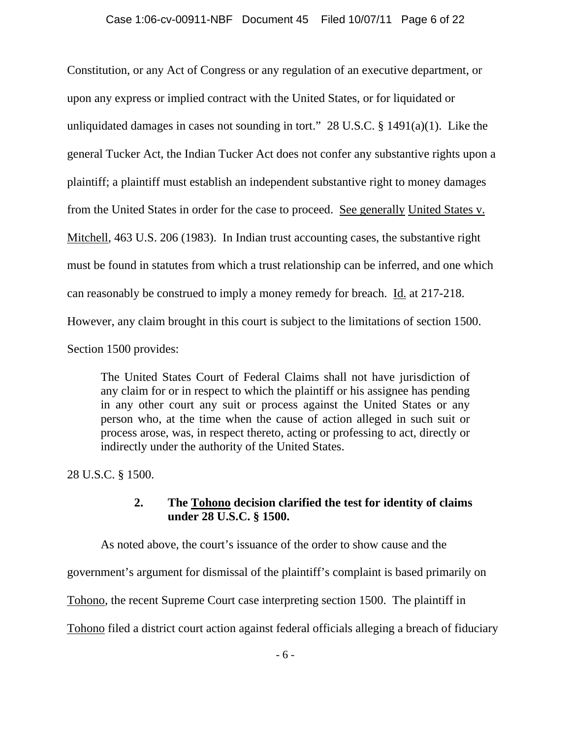Constitution, or any Act of Congress or any regulation of an executive department, or upon any express or implied contract with the United States, or for liquidated or unliquidated damages in cases not sounding in tort." 28 U.S.C. § 1491(a)(1). Like the general Tucker Act, the Indian Tucker Act does not confer any substantive rights upon a plaintiff; a plaintiff must establish an independent substantive right to money damages from the United States in order for the case to proceed. See generally United States v. Mitchell, 463 U.S. 206 (1983). In Indian trust accounting cases, the substantive right must be found in statutes from which a trust relationship can be inferred, and one which can reasonably be construed to imply a money remedy for breach. Id. at 217-218. However, any claim brought in this court is subject to the limitations of section 1500. Section 1500 provides:

> The United States Court of Federal Claims shall not have jurisdiction of any claim for or in respect to which the plaintiff or his assignee has pending in any other court any suit or process against the United States or any person who, at the time when the cause of action alleged in such suit or process arose, was, in respect thereto, acting or professing to act, directly or indirectly under the authority of the United States.

28 U.S.C. § 1500.

**2. The Tohono decision clarified the test for identity of claims under 28 U.S.C. § 1500.**

As noted above, the court's issuance of the order to show cause and the government's argument for dismissal of the plaintiff's complaint is based primarily on Tohono, the recent Supreme Court case interpreting section 1500. The plaintiff in Tohono filed a district court action against federal officials alleging a breach of fiduciary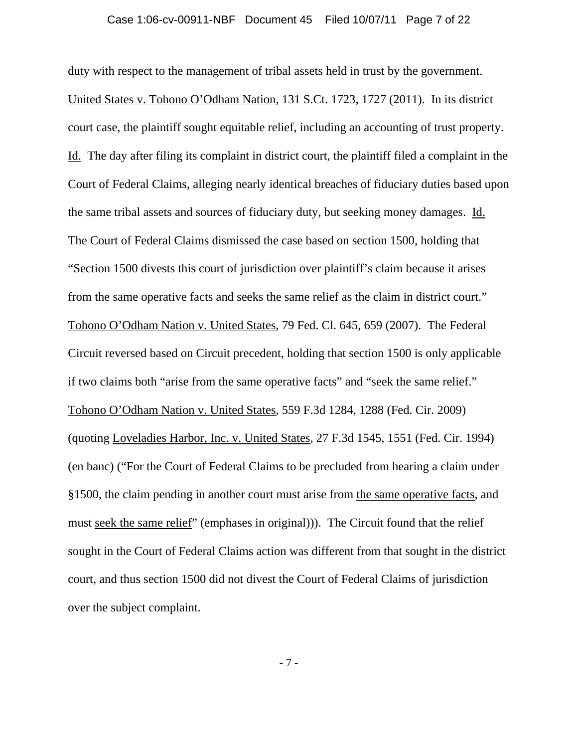duty with respect to the management of tribal assets held in trust by the government. United States v. Tohono O'Odham Nation, 131 S.Ct. 1723, 1727 (2011). In its district court case, the plaintiff sought equitable relief, including an accounting of trust property. Id. The day after filing its complaint in district court, the plaintiff filed a complaint in the Court of Federal Claims, alleging nearly identical breaches of fiduciary duties based upon the same tribal assets and sources of fiduciary duty, but seeking money damages. Id. The Court of Federal Claims dismissed the case based on section 1500, holding that "Section 1500 divests this court of jurisdiction over plaintiff's claim because it arises from the same operative facts and seeks the same relief as the claim in district court." Tohono O'Odham Nation v. United States, 79 Fed. Cl. 645, 659 (2007). The Federal Circuit reversed based on Circuit precedent, holding that section 1500 is only applicable if two claims both "arise from the same operative facts" and "seek the same relief." Tohono O'Odham Nation v. United States, 559 F.3d 1284, 1288 (Fed. Cir. 2009) (quoting Loveladies Harbor, Inc. v. United States, 27 F.3d 1545, 1551 (Fed. Cir. 1994) (en banc) ("For the Court of Federal Claims to be precluded from hearing a claim under §1500, the claim pending in another court must arise from the same operative facts, and must seek the same relief" (emphases in original))). The Circuit found that the relief sought in the Court of Federal Claims action was different from that sought in the district court, and thus section 1500 did not divest the Court of Federal Claims of jurisdiction over the subject complaint.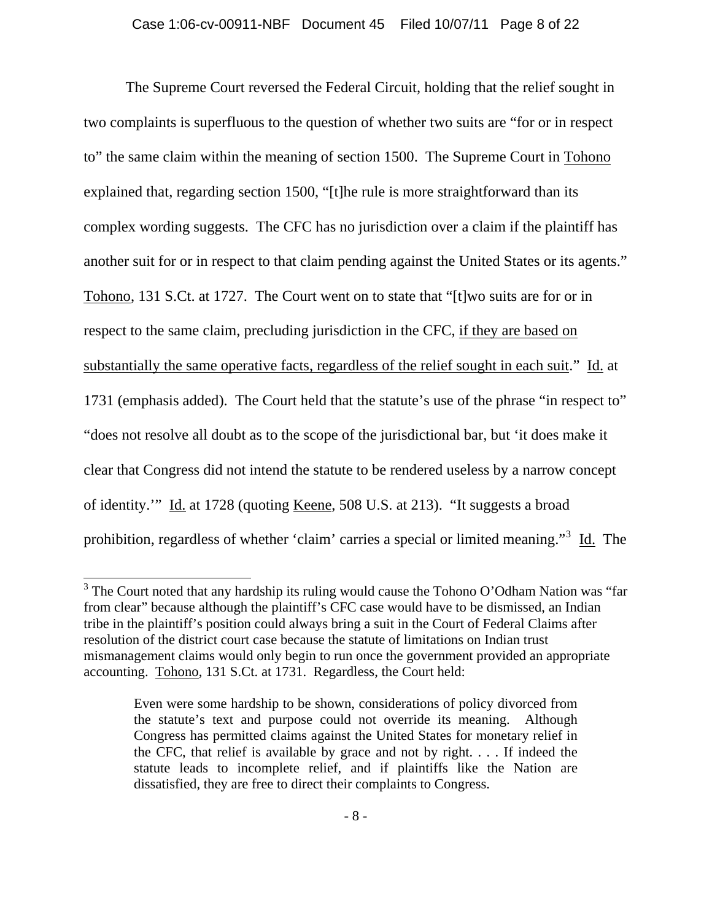The Supreme Court reversed the Federal Circuit, holding that the relief sought in two complaints is superfluous to the question of whether two suits are "for or in respect to" the same claim within the meaning of section 1500. The Supreme Court in Tohono explained that, regarding section 1500, "[t]he rule is more straightforward than its complex wording suggests. The CFC has no jurisdiction over a claim if the plaintiff has another suit for or in respect to that claim pending against the United States or its agents." Tohono, 131 S.Ct. at 1727. The Court went on to state that "[t]wo suits are for or in respect to the same claim, precluding jurisdiction in the CFC, if they are based on substantially the same operative facts, regardless of the relief sought in each suit." Id. at 1731 (emphasis added). The Court held that the statute's use of the phrase "in respect to" "does not resolve all doubt as to the scope of the jurisdictional bar, but 'it does make it clear that Congress did not intend the statute to be rendered useless by a narrow concept of identity.'" Id. at 1728 (quoting Keene, 508 U.S. at 213). "It suggests a broad prohibition, regardless of whether 'claim' carries a special or limited meaning."[3] Id. The

[3] The Court noted that any hardship its ruling would cause the Tohono O'Odham Nation was "far from clear" because although the plaintiff's CFC case would have to be dismissed, an Indian tribe in the plaintiff's position could always bring a suit in the Court of Federal Claims after resolution of the district court case because the statute of limitations on Indian trust mismanagement claims would only begin to run once the government provided an appropriate accounting. Tohono, 131 S.Ct. at 1731. Regardless, the Court held:

> Even were some hardship to be shown, considerations of policy divorced from the statute's text and purpose could not override its meaning. Although Congress has permitted claims against the United States for monetary relief in the CFC, that relief is available by grace and not by right. . . . If indeed the statute leads to incomplete relief, and if plaintiffs like the Nation are dissatisfied, they are free to direct their complaints to Congress.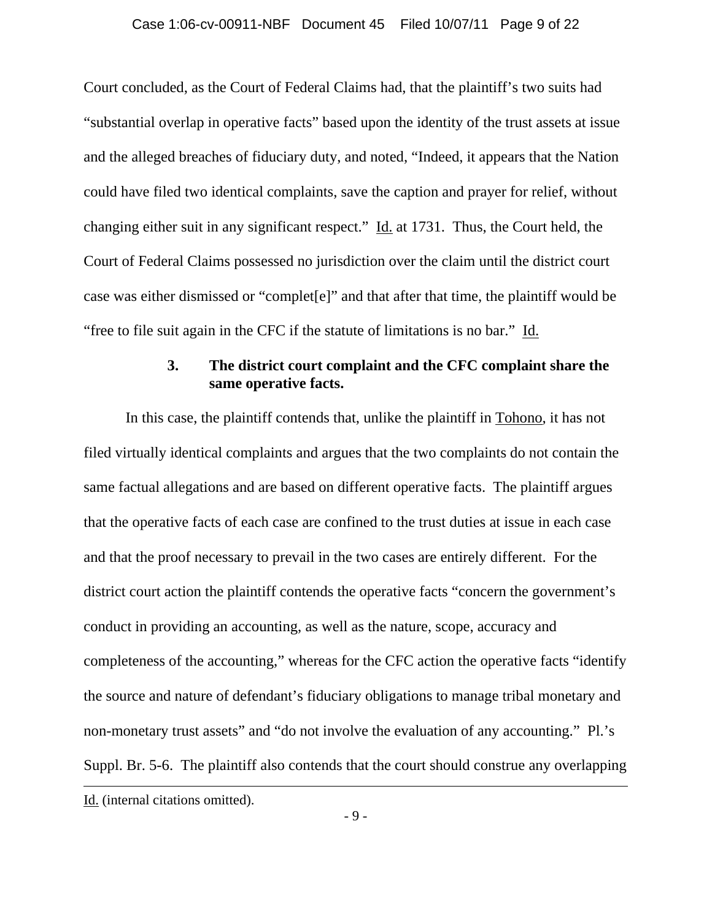Court concluded, as the Court of Federal Claims had, that the plaintiff's two suits had "substantial overlap in operative facts" based upon the identity of the trust assets at issue and the alleged breaches of fiduciary duty, and noted, "Indeed, it appears that the Nation could have filed two identical complaints, save the caption and prayer for relief, without changing either suit in any significant respect." Id. at 1731. Thus, the Court held, the Court of Federal Claims possessed no jurisdiction over the claim until the district court case was either dismissed or "complet[e]" and that after that time, the plaintiff would be "free to file suit again in the CFC if the statute of limitations is no bar." Id.

### 3. The district court complaint and the CFC complaint share the same operative facts.

In this case, the plaintiff contends that, unlike the plaintiff in Tohono, it has not filed virtually identical complaints and argues that the two complaints do not contain the same factual allegations and are based on different operative facts. The plaintiff argues that the operative facts of each case are confined to the trust duties at issue in each case and that the proof necessary to prevail in the two cases are entirely different. For the district court action the plaintiff contends the operative facts "concern the government's conduct in providing an accounting, as well as the nature, scope, accuracy and completeness of the accounting," whereas for the CFC action the operative facts "identify the source and nature of defendant's fiduciary obligations to manage tribal monetary and non-monetary trust assets" and "do not involve the evaluation of any accounting." Pl.'s Suppl. Br. 5-6. The plaintiff also contends that the court should construe any overlapping

---

Id. (internal citations omitted).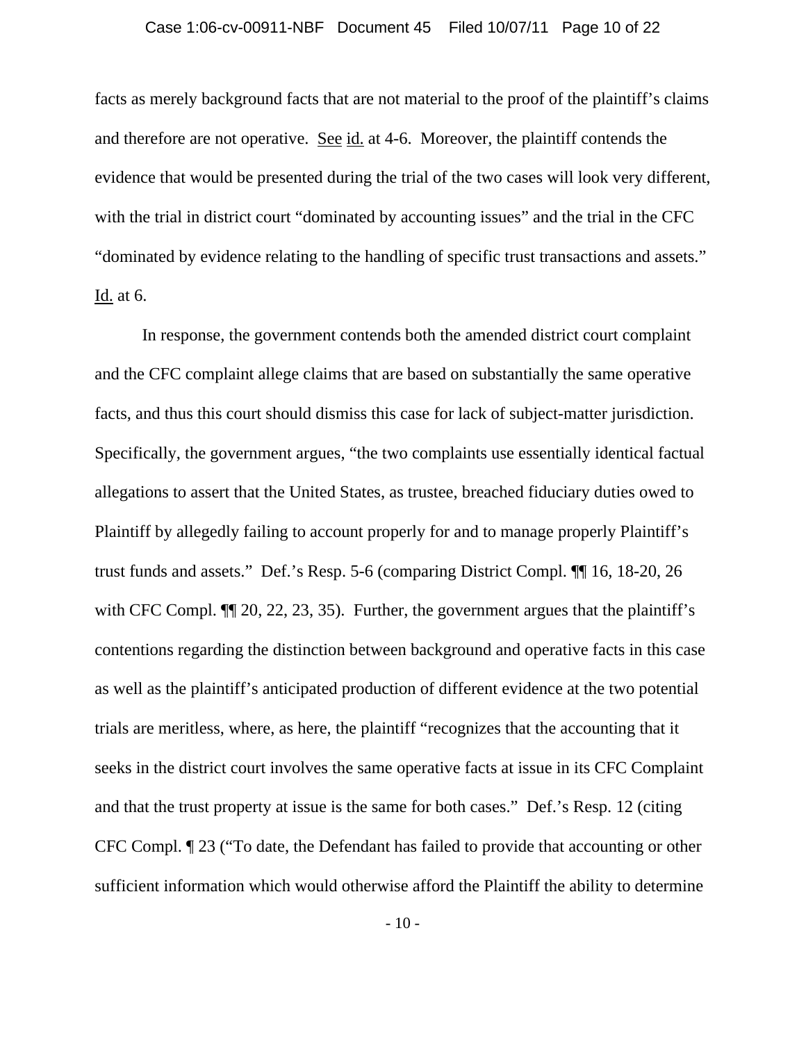facts as merely background facts that are not material to the proof of the plaintiff's claims and therefore are not operative. See id. at 4-6. Moreover, the plaintiff contends the evidence that would be presented during the trial of the two cases will look very different, with the trial in district court "dominated by accounting issues" and the trial in the CFC "dominated by evidence relating to the handling of specific trust transactions and assets." Id. at 6.

In response, the government contends both the amended district court complaint and the CFC complaint allege claims that are based on substantially the same operative facts, and thus this court should dismiss this case for lack of subject-matter jurisdiction. Specifically, the government argues, "the two complaints use essentially identical factual allegations to assert that the United States, as trustee, breached fiduciary duties owed to Plaintiff by allegedly failing to account properly for and to manage properly Plaintiff's trust funds and assets." Def.'s Resp. 5-6 (comparing District Compl. ¶¶ 16, 18-20, 26 with CFC Compl. ¶¶ 20, 22, 23, 35). Further, the government argues that the plaintiff's contentions regarding the distinction between background and operative facts in this case as well as the plaintiff's anticipated production of different evidence at the two potential trials are meritless, where, as here, the plaintiff "recognizes that the accounting that it seeks in the district court involves the same operative facts at issue in its CFC Complaint and that the trust property at issue is the same for both cases." Def.'s Resp. 12 (citing CFC Compl. ¶ 23 ("To date, the Defendant has failed to provide that accounting or other sufficient information which would otherwise afford the Plaintiff the ability to determine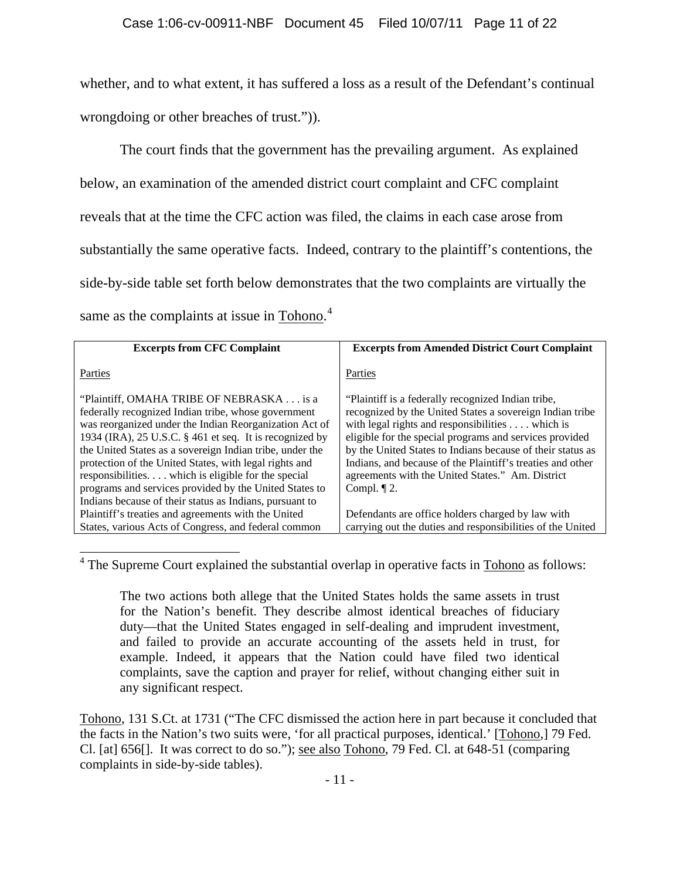whether, and to what extent, it has suffered a loss as a result of the Defendant's continual wrongdoing or other breaches of trust.")).

The court finds that the government has the prevailing argument. As explained below, an examination of the amended district court complaint and CFC complaint reveals that at the time the CFC action was filed, the claims in each case arose from substantially the same operative facts. Indeed, contrary to the plaintiff's contentions, the side-by-side table set forth below demonstrates that the two complaints are virtually the same as the complaints at issue in Tohono.[4]

| Excerpts from CFC Complaint | Excerpts from Amended District Court Complaint |
|---|---|
| Parties<br><br>"Plaintiff, OMAHA TRIBE OF NEBRASKA . . . is a federally recognized Indian tribe, whose government was reorganized under the Indian Reorganization Act of 1934 (IRA), 25 U.S.C. § 461 et seq. It is recognized by the United States as a sovereign Indian tribe, under the protection of the United States, with legal rights and responsibilities. . . . which is eligible for the special programs and services provided by the United States to Indians because of their status as Indians, pursuant to Plaintiff's treaties and agreements with the United States, various Acts of Congress, and federal common | Parties<br><br>"Plaintiff is a federally recognized Indian tribe, recognized by the United States a sovereign Indian tribe with legal rights and responsibilities . . . . which is eligible for the special programs and services provided by the United States to Indians because of their status as Indians, and because of the Plaintiff's treaties and other agreements with the United States." Am. District Compl. ¶ 2.<br><br>Defendants are office holders charged by law with carrying out the duties and responsibilities of the United |

[4] The Supreme Court explained the substantial overlap in operative facts in Tohono as follows:

> The two actions both allege that the United States holds the same assets in trust for the Nation's benefit. They describe almost identical breaches of fiduciary duty—that the United States engaged in self-dealing and imprudent investment, and failed to provide an accurate accounting of the assets held in trust, for example. Indeed, it appears that the Nation could have filed two identical complaints, save the caption and prayer for relief, without changing either suit in any significant respect.

Tohono, 131 S.Ct. at 1731 ("The CFC dismissed the action here in part because it concluded that the facts in the Nation's two suits were, 'for all practical purposes, identical.' [Tohono,] 79 Fed. Cl. [at] 656[]. It was correct to do so."); see also Tohono, 79 Fed. Cl. at 648-51 (comparing complaints in side-by-side tables).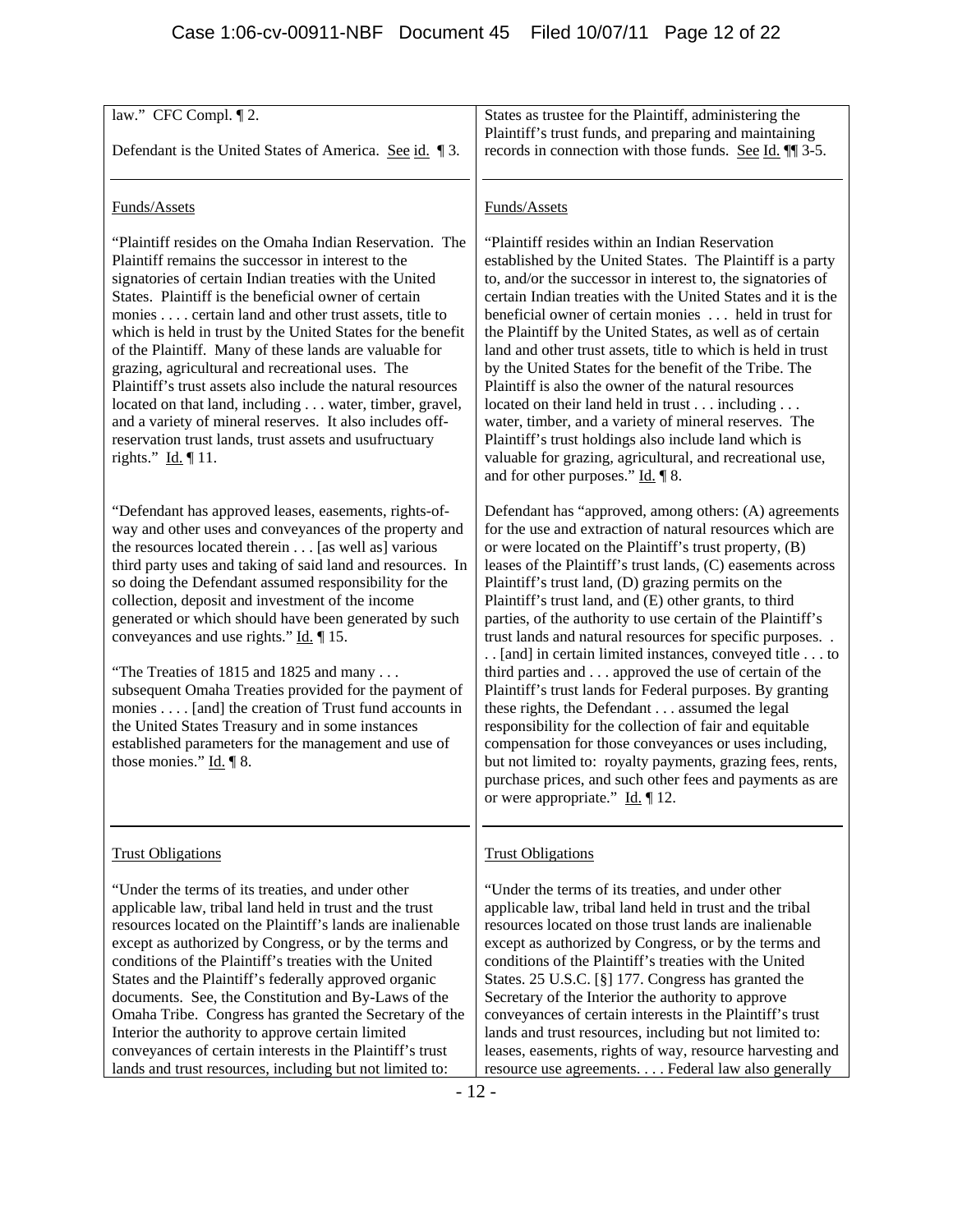| | |
|---|---|
| law." CFC Compl. ¶ 2.<br><br>Defendant is the United States of America. See id. ¶ 3. | States as trustee for the Plaintiff, administering the Plaintiff's trust funds, and preparing and maintaining records in connection with those funds. See Id. ¶¶ 3-5. |
| Funds/Assets<br><br>"Plaintiff resides on the Omaha Indian Reservation. The Plaintiff remains the successor in interest to the signatories of certain Indian treaties with the United States. Plaintiff is the beneficial owner of certain monies . . . . certain land and other trust assets, title to which is held in trust by the United States for the benefit of the Plaintiff. Many of these lands are valuable for grazing, agricultural and recreational uses. The Plaintiff's trust assets also include the natural resources located on that land, including . . . water, timber, gravel, and a variety of mineral reserves. It also includes off-reservation trust lands, trust assets and usufructuary rights." Id. ¶ 11.<br><br>"Defendant has approved leases, easements, rights-of-way and other uses and conveyances of the property and the resources located therein . . . [as well as] various third party uses and taking of said land and resources. In so doing the Defendant assumed responsibility for the collection, deposit and investment of the income generated or which should have been generated by such conveyances and use rights." Id. ¶ 15.<br><br>"The Treaties of 1815 and 1825 and many . . . subsequent Omaha Treaties provided for the payment of monies . . . . [and] the creation of Trust fund accounts in the United States Treasury and in some instances established parameters for the management and use of those monies." Id. ¶ 8. | Funds/Assets<br><br>"Plaintiff resides within an Indian Reservation established by the United States. The Plaintiff is a party to, and/or the successor in interest to, the signatories of certain Indian treaties with the United States and it is the beneficial owner of certain monies . . . held in trust for the Plaintiff by the United States, as well as of certain land and other trust assets, title to which is held in trust by the United States for the benefit of the Tribe. The Plaintiff is also the owner of the natural resources located on their land held in trust . . . including . . . water, timber, and a variety of mineral reserves. The Plaintiff's trust holdings also include land which is valuable for grazing, agricultural, and recreational use, and for other purposes." Id. ¶ 8.<br><br>Defendant has "approved, among others: (A) agreements for the use and extraction of natural resources which are or were located on the Plaintiff's trust property, (B) leases of the Plaintiff's trust lands, (C) easements across Plaintiff's trust land, (D) grazing permits on the Plaintiff's trust land, and (E) other grants, to third parties, of the authority to use certain of the Plaintiff's trust lands and natural resources for specific purposes. . . . [and] in certain limited instances, conveyed title . . . to third parties and . . . approved the use of certain of the Plaintiff's trust lands for Federal purposes. By granting these rights, the Defendant . . . assumed the legal responsibility for the collection of fair and equitable compensation for those conveyances or uses including, but not limited to: royalty payments, grazing fees, rents, purchase prices, and such other fees and payments as are or were appropriate." Id. ¶ 12. |
| Trust Obligations<br><br>"Under the terms of its treaties, and under other applicable law, tribal land held in trust and the trust resources located on the Plaintiff's lands are inalienable except as authorized by Congress, or by the terms and conditions of the Plaintiff's treaties with the United States and the Plaintiff's federally approved organic documents. See, the Constitution and By-Laws of the Omaha Tribe. Congress has granted the Secretary of the Interior the authority to approve certain limited conveyances of certain interests in the Plaintiff's trust lands and trust resources, including but not limited to: | Trust Obligations<br><br>"Under the terms of its treaties, and under other applicable law, tribal land held in trust and the tribal resources located on those trust lands are inalienable except as authorized by Congress, or by the terms and conditions of the Plaintiff's treaties with the United States. 25 U.S.C. [§] 177. Congress has granted the Secretary of the Interior the authority to approve conveyances of certain interests in the Plaintiff's trust lands and trust resources, including but not limited to: leases, easements, rights of way, resource harvesting and resource use agreements. . . . Federal law also generally |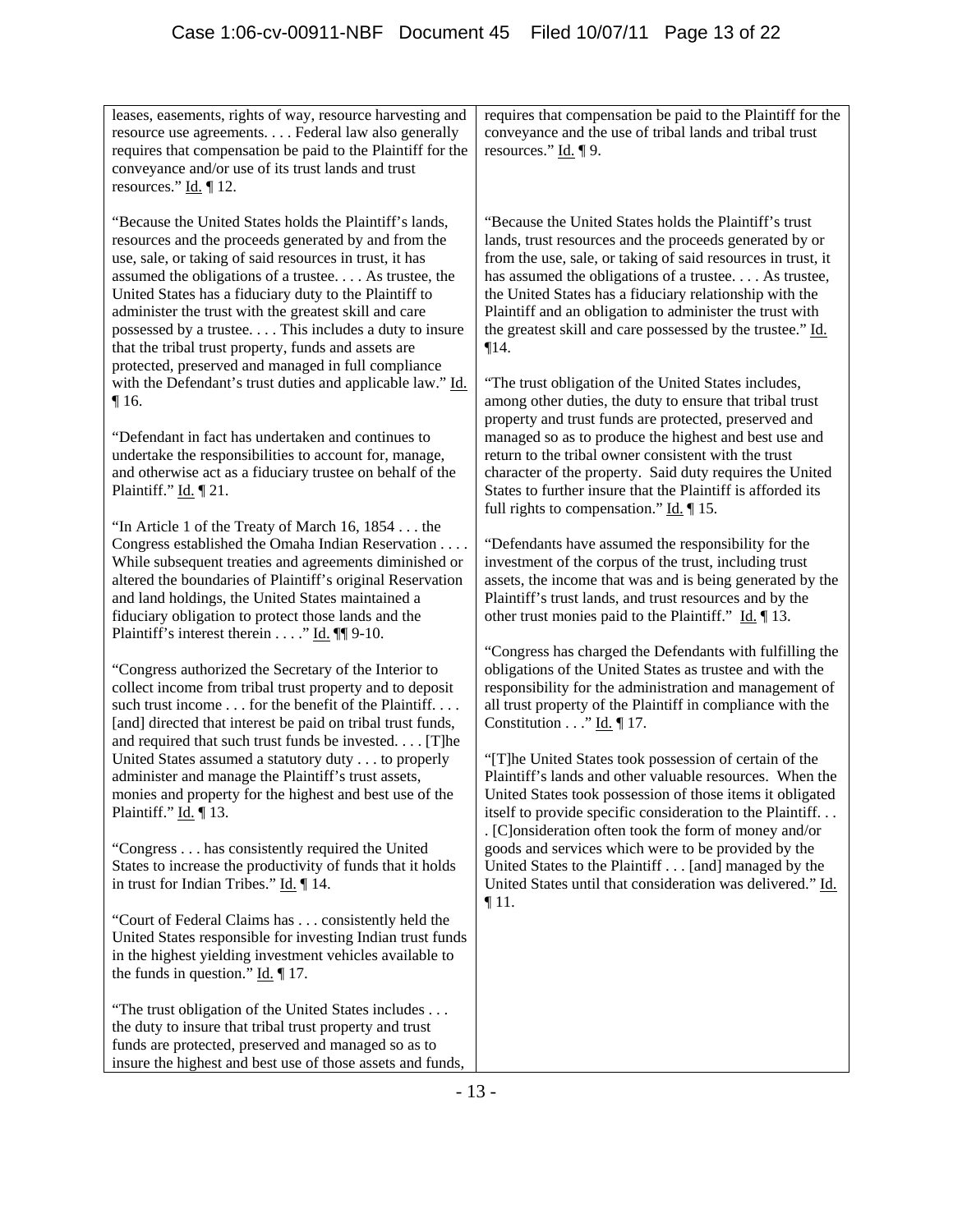| | |
|---|---|
| leases, easements, rights of way, resource harvesting and resource use agreements. . . . Federal law also generally requires that compensation be paid to the Plaintiff for the conveyance and/or use of its trust lands and trust resources." Id. ¶ 12.<br><br>"Because the United States holds the Plaintiff's lands, resources and the proceeds generated by and from the use, sale, or taking of said resources in trust, it has assumed the obligations of a trustee. . . . As trustee, the United States has a fiduciary duty to the Plaintiff to administer the trust with the greatest skill and care possessed by a trustee. . . . This includes a duty to insure that the tribal trust property, funds and assets are protected, preserved and managed in full compliance with the Defendant's trust duties and applicable law." Id. ¶ 16.<br><br>"Defendant in fact has undertaken and continues to undertake the responsibilities to account for, manage, and otherwise act as a fiduciary trustee on behalf of the Plaintiff." Id. ¶ 21.<br><br>"In Article 1 of the Treaty of March 16, 1854 . . . the Congress established the Omaha Indian Reservation . . . . While subsequent treaties and agreements diminished or altered the boundaries of Plaintiff's original Reservation and land holdings, the United States maintained a fiduciary obligation to protect those lands and the Plaintiff's interest therein . . . ." Id. ¶¶ 9-10.<br><br>"Congress authorized the Secretary of the Interior to collect income from tribal trust property and to deposit such trust income . . . for the benefit of the Plaintiff. . . . [and] directed that interest be paid on tribal trust funds, and required that such trust funds be invested. . . . [T]he United States assumed a statutory duty . . . to properly administer and manage the Plaintiff's trust assets, monies and property for the highest and best use of the Plaintiff." Id. ¶ 13.<br><br>"Congress . . . has consistently required the United States to increase the productivity of funds that it holds in trust for Indian Tribes." Id. ¶ 14.<br><br>"Court of Federal Claims has . . . consistently held the United States responsible for investing Indian trust funds in the highest yielding investment vehicles available to the funds in question." Id. ¶ 17.<br><br>"The trust obligation of the United States includes . . . the duty to insure that tribal trust property and trust funds are protected, preserved and managed so as to insure the highest and best use of those assets and funds, | requires that compensation be paid to the Plaintiff for the conveyance and the use of tribal lands and tribal trust resources." Id. ¶ 9.<br><br>"Because the United States holds the Plaintiff's trust lands, trust resources and the proceeds generated by or from the use, sale, or taking of said resources in trust, it has assumed the obligations of a trustee. . . . As trustee, the United States has a fiduciary relationship with the Plaintiff and an obligation to administer the trust with the greatest skill and care possessed by the trustee." Id. ¶14.<br><br>"The trust obligation of the United States includes, among other duties, the duty to ensure that tribal trust property and trust funds are protected, preserved and managed so as to produce the highest and best use and return to the tribal owner consistent with the trust character of the property. Said duty requires the United States to further insure that the Plaintiff is afforded its full rights to compensation." Id. ¶ 15.<br><br>"Defendants have assumed the responsibility for the investment of the corpus of the trust, including trust assets, the income that was and is being generated by the Plaintiff's trust lands, and trust resources and by the other trust monies paid to the Plaintiff." Id. ¶ 13.<br><br>"Congress has charged the Defendants with fulfilling the obligations of the United States as trustee and with the responsibility for the administration and management of all trust property of the Plaintiff in compliance with the Constitution . . ." Id. ¶ 17.<br><br>"[T]he United States took possession of certain of the Plaintiff's lands and other valuable resources. When the United States took possession of those items it obligated itself to provide specific consideration to the Plaintiff. . . . [C]onsideration often took the form of money and/or goods and services which were to be provided by the United States to the Plaintiff . . . [and] managed by the United States until that consideration was delivered." Id. ¶ 11. |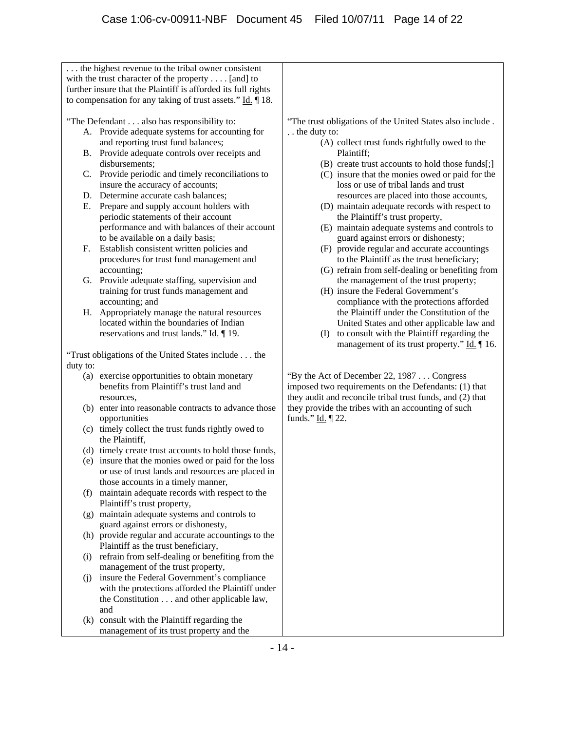| | |
|---|---|
| . . . the highest revenue to the tribal owner consistent with the trust character of the property . . . . [and] to further insure that the Plaintiff is afforded its full rights to compensation for any taking of trust assets." Id. ¶ 18.<br><br>"The Defendant . . . also has responsibility to:<br>A. Provide adequate systems for accounting for and reporting trust fund balances;<br>B. Provide adequate controls over receipts and disbursements;<br>C. Provide periodic and timely reconciliations to insure the accuracy of accounts;<br>D. Determine accurate cash balances;<br>E. Prepare and supply account holders with periodic statements of their account performance and with balances of their account to be available on a daily basis;<br>F. Establish consistent written policies and procedures for trust fund management and accounting;<br>G. Provide adequate staffing, supervision and training for trust funds management and accounting; and<br>H. Appropriately manage the natural resources located within the boundaries of Indian reservations and trust lands." Id. ¶ 19.<br><br>"Trust obligations of the United States include . . . the duty to:<br>(a) exercise opportunities to obtain monetary benefits from Plaintiff's trust land and resources,<br>(b) enter into reasonable contracts to advance those opportunities<br>(c) timely collect the trust funds rightly owed to the Plaintiff,<br>(d) timely create trust accounts to hold those funds,<br>(e) insure that the monies owed or paid for the loss or use of trust lands and resources are placed in those accounts in a timely manner,<br>(f) maintain adequate records with respect to the Plaintiff's trust property,<br>(g) maintain adequate systems and controls to guard against errors or dishonesty,<br>(h) provide regular and accurate accountings to the Plaintiff as the trust beneficiary,<br>(i) refrain from self-dealing or benefiting from the management of the trust property,<br>(j) insure the Federal Government's compliance with the protections afforded the Plaintiff under the Constitution . . . and other applicable law, and<br>(k) consult with the Plaintiff regarding the management of its trust property and the | <br><br><br><br><br>"The trust obligations of the United States also include . . . the duty to:<br>(A) collect trust funds rightfully owed to the Plaintiff;<br>(B) create trust accounts to hold those funds[;]<br>(C) insure that the monies owed or paid for the loss or use of tribal lands and trust resources are placed into those accounts,<br>(D) maintain adequate records with respect to the Plaintiff's trust property,<br>(E) maintain adequate systems and controls to guard against errors or dishonesty;<br>(F) provide regular and accurate accountings to the Plaintiff as the trust beneficiary;<br>(G) refrain from self-dealing or benefiting from the management of the trust property;<br>(H) insure the Federal Government's compliance with the protections afforded the Plaintiff under the Constitution of the United States and other applicable law and<br>(I) to consult with the Plaintiff regarding the management of its trust property." Id. ¶ 16.<br><br>"By the Act of December 22, 1987 . . . Congress imposed two requirements on the Defendants: (1) that they audit and reconcile tribal trust funds, and (2) that they provide the tribes with an accounting of such funds." Id. ¶ 22. |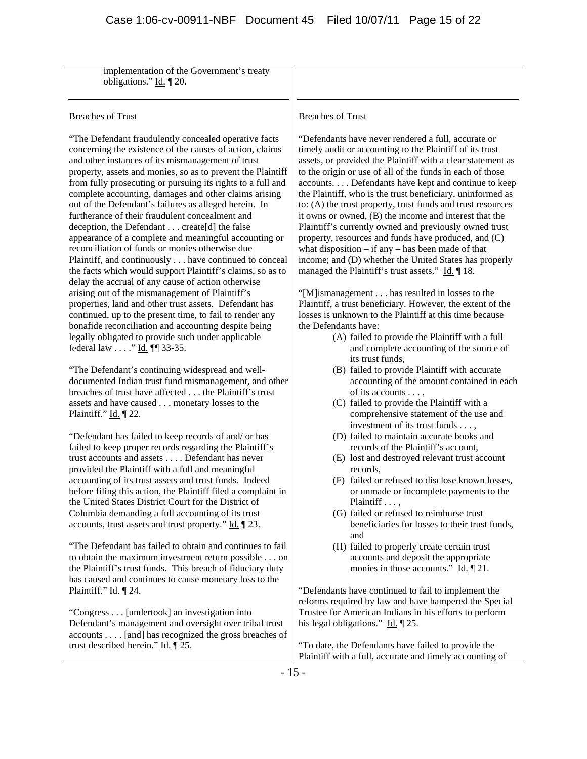| | |
|---|---|
| implementation of the Government's treaty obligations." Id. ¶ 20. | |
| Breaches of Trust<br><br>"The Defendant fraudulently concealed operative facts concerning the existence of the causes of action, claims and other instances of its mismanagement of trust property, assets and monies, so as to prevent the Plaintiff from fully prosecuting or pursuing its rights to a full and complete accounting, damages and other claims arising out of the Defendant's failures as alleged herein. In furtherance of their fraudulent concealment and deception, the Defendant . . . create[d] the false appearance of a complete and meaningful accounting or reconciliation of funds or monies otherwise due Plaintiff, and continuously . . . have continued to conceal the facts which would support Plaintiff's claims, so as to delay the accrual of any cause of action otherwise arising out of the mismanagement of Plaintiff's properties, land and other trust assets. Defendant has continued, up to the present time, to fail to render any bonafide reconciliation and accounting despite being legally obligated to provide such under applicable federal law . . . ." Id. ¶¶ 33-35.<br><br>"The Defendant's continuing widespread and well-documented Indian trust fund mismanagement, and other breaches of trust have affected . . . the Plaintiff's trust assets and have caused . . . monetary losses to the Plaintiff." Id. ¶ 22.<br><br>"Defendant has failed to keep records of and/ or has failed to keep proper records regarding the Plaintiff's trust accounts and assets . . . . Defendant has never provided the Plaintiff with a full and meaningful accounting of its trust assets and trust funds. Indeed before filing this action, the Plaintiff filed a complaint in the United States District Court for the District of Columbia demanding a full accounting of its trust accounts, trust assets and trust property." Id. ¶ 23.<br><br>"The Defendant has failed to obtain and continues to fail to obtain the maximum investment return possible . . . on the Plaintiff's trust funds. This breach of fiduciary duty has caused and continues to cause monetary loss to the Plaintiff." Id. ¶ 24.<br><br>"Congress . . . [undertook] an investigation into Defendant's management and oversight over tribal trust accounts . . . . [and] has recognized the gross breaches of trust described herein." Id. ¶ 25. | Breaches of Trust<br><br>"Defendants have never rendered a full, accurate or timely audit or accounting to the Plaintiff of its trust assets, or provided the Plaintiff with a clear statement as to the origin or use of all of the funds in each of those accounts. . . . Defendants have kept and continue to keep the Plaintiff, who is the trust beneficiary, uninformed as to: (A) the trust property, trust funds and trust resources it owns or owned, (B) the income and interest that the Plaintiff's currently owned and previously owned trust property, resources and funds have produced, and (C) what disposition – if any – has been made of that income; and (D) whether the United States has properly managed the Plaintiff's trust assets." Id. ¶ 18.<br><br>"[M]ismanagement . . . has resulted in losses to the Plaintiff, a trust beneficiary. However, the extent of the losses is unknown to the Plaintiff at this time because the Defendants have:<br>(A) failed to provide the Plaintiff with a full and complete accounting of the source of its trust funds,<br>(B) failed to provide Plaintiff with accurate accounting of the amount contained in each of its accounts . . . ,<br>(C) failed to provide the Plaintiff with a comprehensive statement of the use and investment of its trust funds . . . ,<br>(D) failed to maintain accurate books and records of the Plaintiff's account,<br>(E) lost and destroyed relevant trust account records,<br>(F) failed or refused to disclose known losses, or unmade or incomplete payments to the Plaintiff . . . ,<br>(G) failed or refused to reimburse trust beneficiaries for losses to their trust funds, and<br>(H) failed to properly create certain trust accounts and deposit the appropriate monies in those accounts." Id. ¶ 21.<br><br>"Defendants have continued to fail to implement the reforms required by law and have hampered the Special Trustee for American Indians in his efforts to perform his legal obligations." Id. ¶ 25.<br><br>"To date, the Defendants have failed to provide the Plaintiff with a full, accurate and timely accounting of |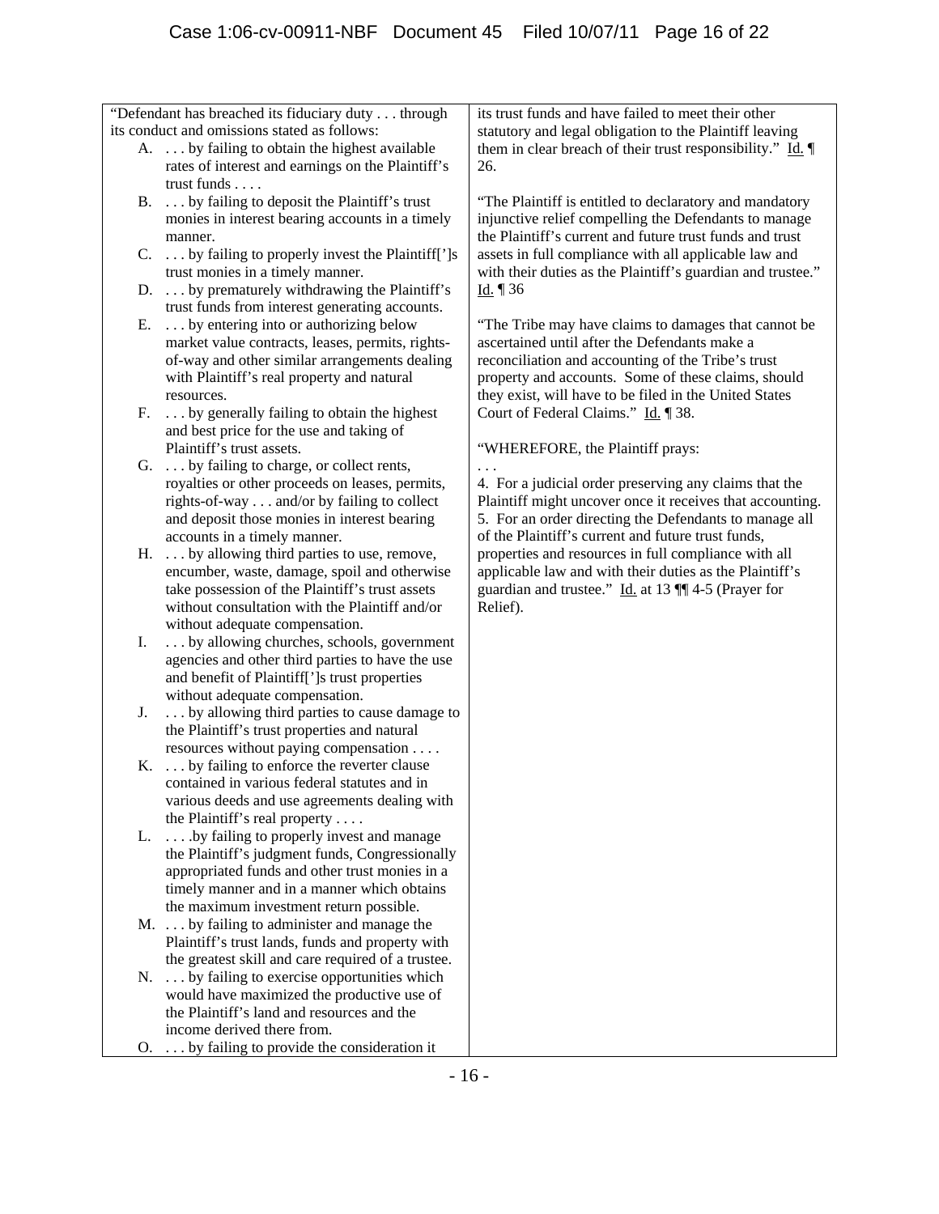| | |
|---|---|
| "Defendant has breached its fiduciary duty . . . through its conduct and omissions stated as follows:<br>A. . . . by failing to obtain the highest available rates of interest and earnings on the Plaintiff's trust funds . . . .<br>B. . . . by failing to deposit the Plaintiff's trust monies in interest bearing accounts in a timely manner.<br>C. . . . by failing to properly invest the Plaintiff[']s trust monies in a timely manner.<br>D. . . . by prematurely withdrawing the Plaintiff's trust funds from interest generating accounts.<br>E. . . . by entering into or authorizing below market value contracts, leases, permits, rights-of-way and other similar arrangements dealing with Plaintiff's real property and natural resources.<br>F. . . . by generally failing to obtain the highest and best price for the use and taking of Plaintiff's trust assets.<br>G. . . . by failing to charge, or collect rents, royalties or other proceeds on leases, permits, rights-of-way . . . and/or by failing to collect and deposit those monies in interest bearing accounts in a timely manner.<br>H. . . . by allowing third parties to use, remove, encumber, waste, damage, spoil and otherwise take possession of the Plaintiff's trust assets without consultation with the Plaintiff and/or without adequate compensation.<br>I. . . . by allowing churches, schools, government agencies and other third parties to have the use and benefit of Plaintiff[']s trust properties without adequate compensation.<br>J. . . . by allowing third parties to cause damage to the Plaintiff's trust properties and natural resources without paying compensation . . . .<br>K. . . . by failing to enforce the reverter clause contained in various federal statutes and in various deeds and use agreements dealing with the Plaintiff's real property . . . .<br>L. . . . .by failing to properly invest and manage the Plaintiff's judgment funds, Congressionally appropriated funds and other trust monies in a timely manner and in a manner which obtains the maximum investment return possible.<br>M. . . . by failing to administer and manage the Plaintiff's trust lands, funds and property with the greatest skill and care required of a trustee.<br>N. . . . by failing to exercise opportunities which would have maximized the productive use of the Plaintiff's land and resources and the income derived there from.<br>O. . . . by failing to provide the consideration it | its trust funds and have failed to meet their other statutory and legal obligation to the Plaintiff leaving them in clear breach of their trust responsibility." Id. ¶ 26.<br><br>"The Plaintiff is entitled to declaratory and mandatory injunctive relief compelling the Defendants to manage the Plaintiff's current and future trust funds and trust assets in full compliance with all applicable law and with their duties as the Plaintiff's guardian and trustee." Id. ¶ 36<br><br>"The Tribe may have claims to damages that cannot be ascertained until after the Defendants make a reconciliation and accounting of the Tribe's trust property and accounts. Some of these claims, should they exist, will have to be filed in the United States Court of Federal Claims." Id. ¶ 38.<br><br>"WHEREFORE, the Plaintiff prays:<br>. . .<br>4. For a judicial order preserving any claims that the Plaintiff might uncover once it receives that accounting.<br>5. For an order directing the Defendants to manage all of the Plaintiff's current and future trust funds, properties and resources in full compliance with all applicable law and with their duties as the Plaintiff's guardian and trustee." Id. at 13 ¶¶ 4-5 (Prayer for Relief). |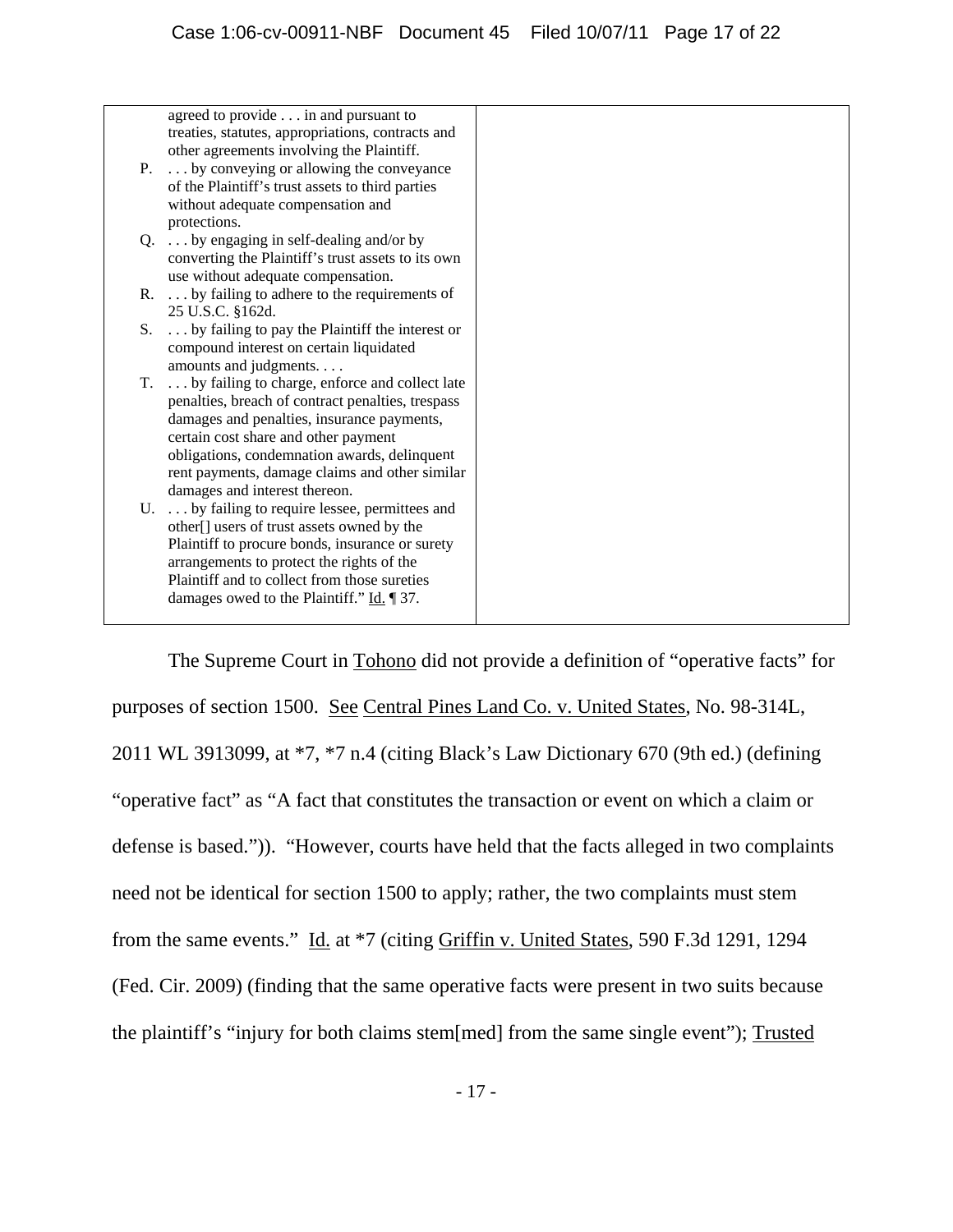| | |
|---|---|
| agreed to provide . . . in and pursuant to treaties, statutes, appropriations, contracts and other agreements involving the Plaintiff.<br>P. . . . by conveying or allowing the conveyance of the Plaintiff's trust assets to third parties without adequate compensation and protections.<br>Q. . . . by engaging in self-dealing and/or by converting the Plaintiff's trust assets to its own use without adequate compensation.<br>R. . . . by failing to adhere to the requirements of 25 U.S.C. §162d.<br>S. . . . by failing to pay the Plaintiff the interest or compound interest on certain liquidated amounts and judgments. . . .<br>T. . . . by failing to charge, enforce and collect late penalties, breach of contract penalties, trespass damages and penalties, insurance payments, certain cost share and other payment obligations, condemnation awards, delinquent rent payments, damage claims and other similar damages and interest thereon.<br>U. . . . by failing to require lessee, permittees and other[] users of trust assets owned by the Plaintiff to procure bonds, insurance or surety arrangements to protect the rights of the Plaintiff and to collect from those sureties damages owed to the Plaintiff." Id. ¶ 37. | |

The Supreme Court in Tohono did not provide a definition of "operative facts" for purposes of section 1500. See Central Pines Land Co. v. United States, No. 98-314L, 2011 WL 3913099, at *7, *7 n.4 (citing Black's Law Dictionary 670 (9th ed.) (defining "operative fact" as "A fact that constitutes the transaction or event on which a claim or defense is based.")). "However, courts have held that the facts alleged in two complaints need not be identical for section 1500 to apply; rather, the two complaints must stem from the same events." Id. at *7 (citing Griffin v. United States, 590 F.3d 1291, 1294 (Fed. Cir. 2009) (finding that the same operative facts were present in two suits because the plaintiff's "injury for both claims stem[med] from the same single event"); Trusted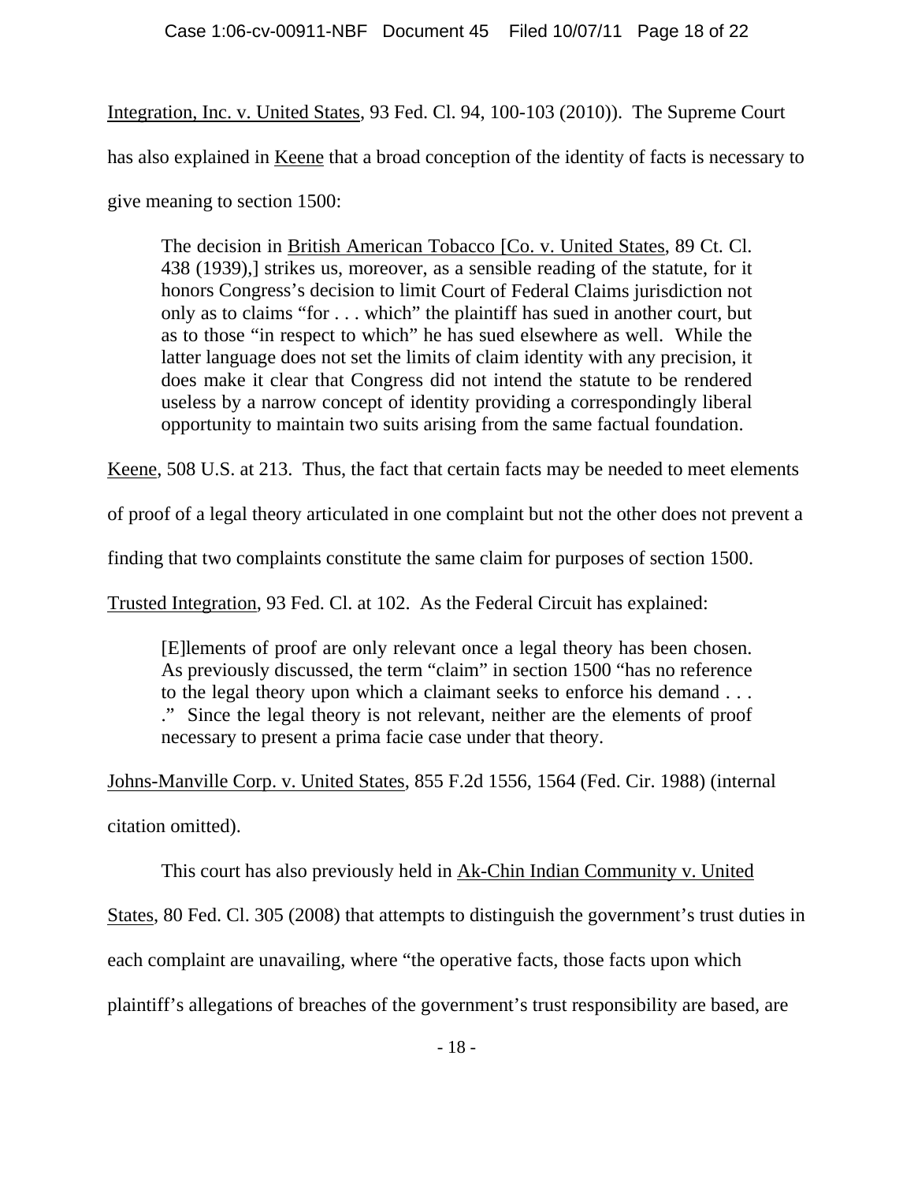Integration, Inc. v. United States, 93 Fed. Cl. 94, 100-103 (2010)). The Supreme Court has also explained in Keene that a broad conception of the identity of facts is necessary to give meaning to section 1500:

> The decision in British American Tobacco [Co. v. United States, 89 Ct. Cl. 438 (1939),] strikes us, moreover, as a sensible reading of the statute, for it honors Congress's decision to limit Court of Federal Claims jurisdiction not only as to claims "for . . . which" the plaintiff has sued in another court, but as to those "in respect to which" he has sued elsewhere as well. While the latter language does not set the limits of claim identity with any precision, it does make it clear that Congress did not intend the statute to be rendered useless by a narrow concept of identity providing a correspondingly liberal opportunity to maintain two suits arising from the same factual foundation.

Keene, 508 U.S. at 213. Thus, the fact that certain facts may be needed to meet elements of proof of a legal theory articulated in one complaint but not the other does not prevent a finding that two complaints constitute the same claim for purposes of section 1500. Trusted Integration, 93 Fed. Cl. at 102. As the Federal Circuit has explained:

> [E]lements of proof are only relevant once a legal theory has been chosen. As previously discussed, the term "claim" in section 1500 "has no reference to the legal theory upon which a claimant seeks to enforce his demand . . . ." Since the legal theory is not relevant, neither are the elements of proof necessary to present a prima facie case under that theory.

Johns-Manville Corp. v. United States, 855 F.2d 1556, 1564 (Fed. Cir. 1988) (internal citation omitted).

This court has also previously held in Ak-Chin Indian Community v. United States, 80 Fed. Cl. 305 (2008) that attempts to distinguish the government's trust duties in each complaint are unavailing, where "the operative facts, those facts upon which plaintiff's allegations of breaches of the government's trust responsibility are based, are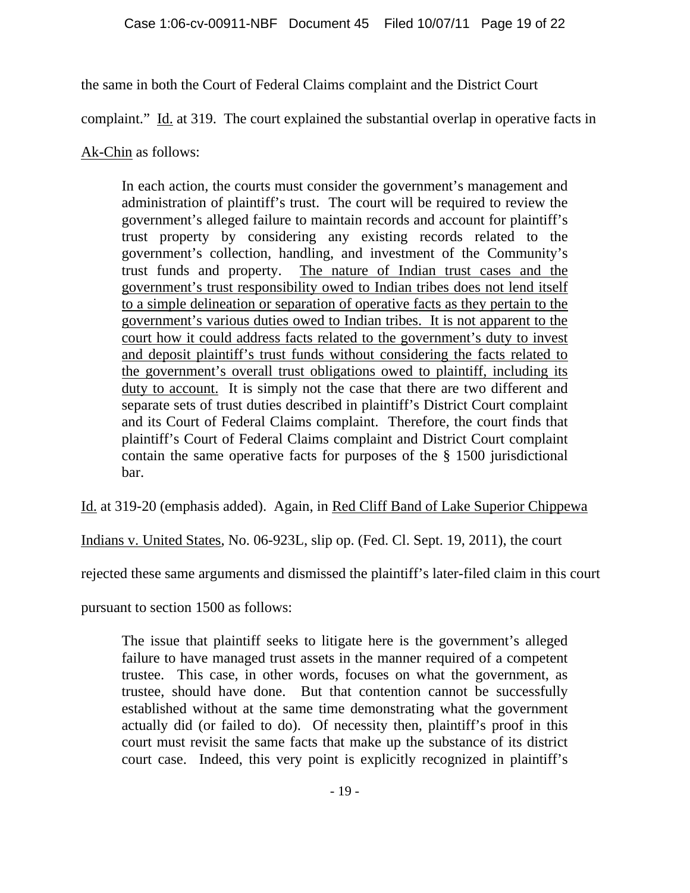the same in both the Court of Federal Claims complaint and the District Court complaint." Id. at 319. The court explained the substantial overlap in operative facts in Ak-Chin as follows:

> In each action, the courts must consider the government's management and administration of plaintiff's trust. The court will be required to review the government's alleged failure to maintain records and account for plaintiff's trust property by considering any existing records related to the government's collection, handling, and investment of the Community's trust funds and property. <u>The nature of Indian trust cases and the government's trust responsibility owed to Indian tribes does not lend itself to a simple delineation or separation of operative facts as they pertain to the government's various duties owed to Indian tribes. It is not apparent to the court how it could address facts related to the government's duty to invest and deposit plaintiff's trust funds without considering the facts related to the government's overall trust obligations owed to plaintiff, including its duty to account.</u> It is simply not the case that there are two different and separate sets of trust duties described in plaintiff's District Court complaint and its Court of Federal Claims complaint. Therefore, the court finds that plaintiff's Court of Federal Claims complaint and District Court complaint contain the same operative facts for purposes of the § 1500 jurisdictional bar.

Id. at 319-20 (emphasis added). Again, in Red Cliff Band of Lake Superior Chippewa Indians v. United States, No. 06-923L, slip op. (Fed. Cl. Sept. 19, 2011), the court rejected these same arguments and dismissed the plaintiff's later-filed claim in this court pursuant to section 1500 as follows:

> The issue that plaintiff seeks to litigate here is the government's alleged failure to have managed trust assets in the manner required of a competent trustee. This case, in other words, focuses on what the government, as trustee, should have done. But that contention cannot be successfully established without at the same time demonstrating what the government actually did (or failed to do). Of necessity then, plaintiff's proof in this court must revisit the same facts that make up the substance of its district court case. Indeed, this very point is explicitly recognized in plaintiff's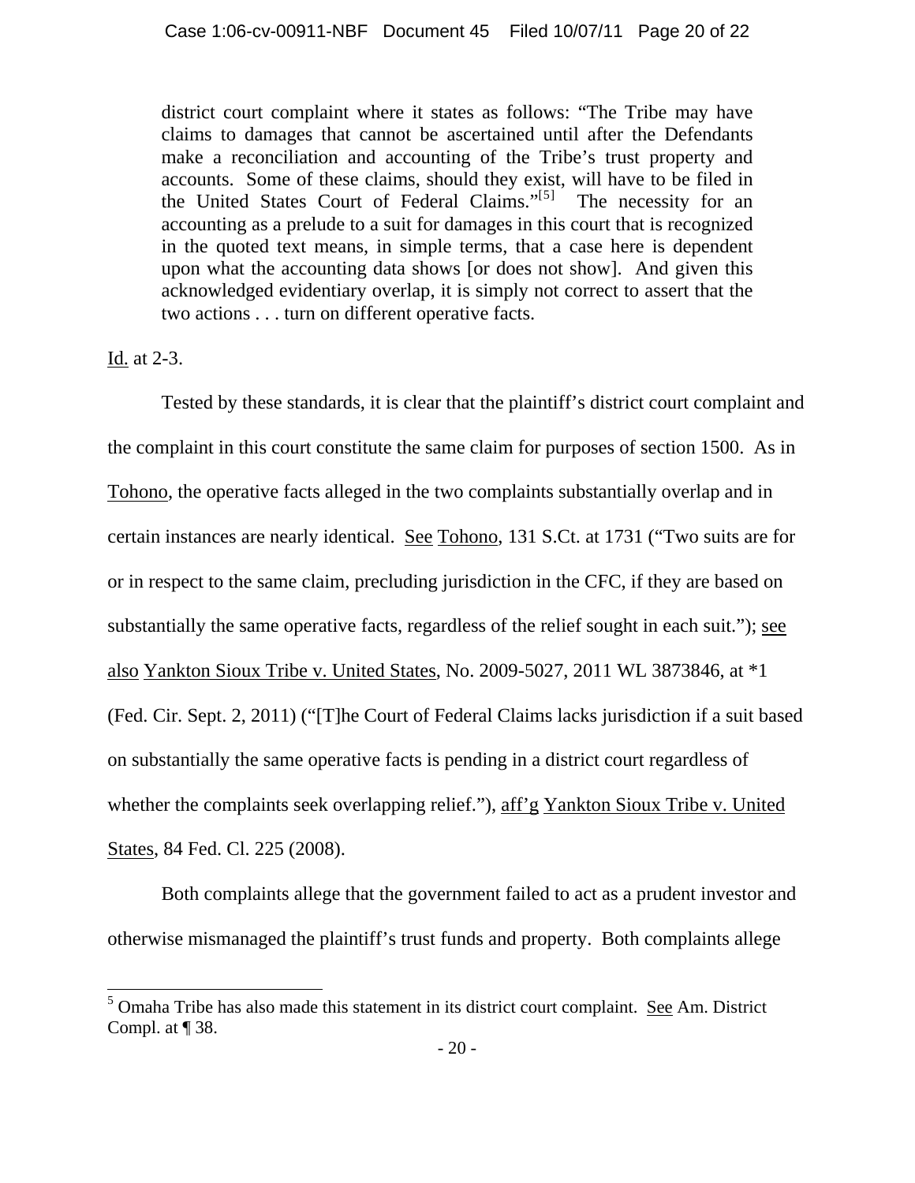> district court complaint where it states as follows: "The Tribe may have claims to damages that cannot be ascertained until after the Defendants make a reconciliation and accounting of the Tribe's trust property and accounts. Some of these claims, should they exist, will have to be filed in the United States Court of Federal Claims."[5] The necessity for an accounting as a prelude to a suit for damages in this court that is recognized in the quoted text means, in simple terms, that a case here is dependent upon what the accounting data shows [or does not show]. And given this acknowledged evidentiary overlap, it is simply not correct to assert that the two actions . . . turn on different operative facts.

Id. at 2-3.

Tested by these standards, it is clear that the plaintiff's district court complaint and the complaint in this court constitute the same claim for purposes of section 1500. As in Tohono, the operative facts alleged in the two complaints substantially overlap and in certain instances are nearly identical. See Tohono, 131 S.Ct. at 1731 ("Two suits are for or in respect to the same claim, precluding jurisdiction in the CFC, if they are based on substantially the same operative facts, regardless of the relief sought in each suit."); see also Yankton Sioux Tribe v. United States, No. 2009-5027, 2011 WL 3873846, at *1 (Fed. Cir. Sept. 2, 2011) ("[T]he Court of Federal Claims lacks jurisdiction if a suit based on substantially the same operative facts is pending in a district court regardless of whether the complaints seek overlapping relief."), aff'g Yankton Sioux Tribe v. United States, 84 Fed. Cl. 225 (2008).

Both complaints allege that the government failed to act as a prudent investor and otherwise mismanaged the plaintiff's trust funds and property. Both complaints allege

[5] Omaha Tribe has also made this statement in its district court complaint. See Am. District Compl. at ¶ 38.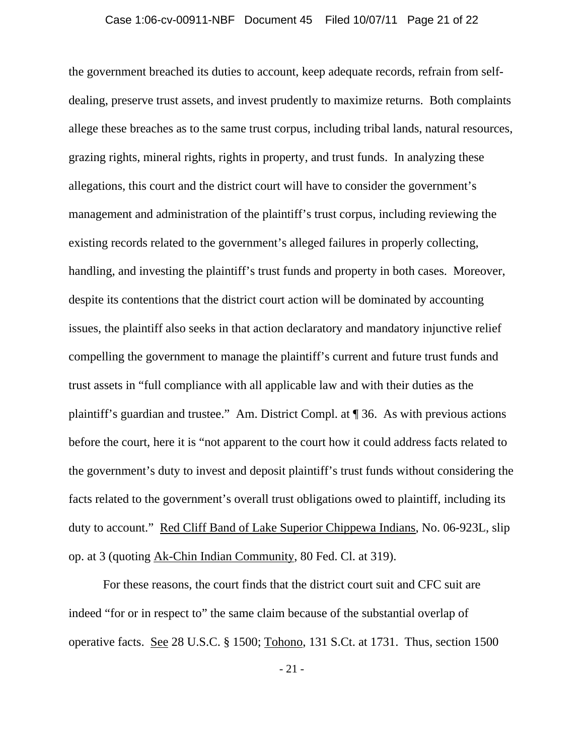the government breached its duties to account, keep adequate records, refrain from self-dealing, preserve trust assets, and invest prudently to maximize returns. Both complaints allege these breaches as to the same trust corpus, including tribal lands, natural resources, grazing rights, mineral rights, rights in property, and trust funds. In analyzing these allegations, this court and the district court will have to consider the government's management and administration of the plaintiff's trust corpus, including reviewing the existing records related to the government's alleged failures in properly collecting, handling, and investing the plaintiff's trust funds and property in both cases. Moreover, despite its contentions that the district court action will be dominated by accounting issues, the plaintiff also seeks in that action declaratory and mandatory injunctive relief compelling the government to manage the plaintiff's current and future trust funds and trust assets in "full compliance with all applicable law and with their duties as the plaintiff's guardian and trustee." Am. District Compl. at ¶ 36. As with previous actions before the court, here it is "not apparent to the court how it could address facts related to the government's duty to invest and deposit plaintiff's trust funds without considering the facts related to the government's overall trust obligations owed to plaintiff, including its duty to account." Red Cliff Band of Lake Superior Chippewa Indians, No. 06-923L, slip op. at 3 (quoting Ak-Chin Indian Community, 80 Fed. Cl. at 319).

For these reasons, the court finds that the district court suit and CFC suit are indeed "for or in respect to" the same claim because of the substantial overlap of operative facts. See 28 U.S.C. § 1500; Tohono, 131 S.Ct. at 1731. Thus, section 1500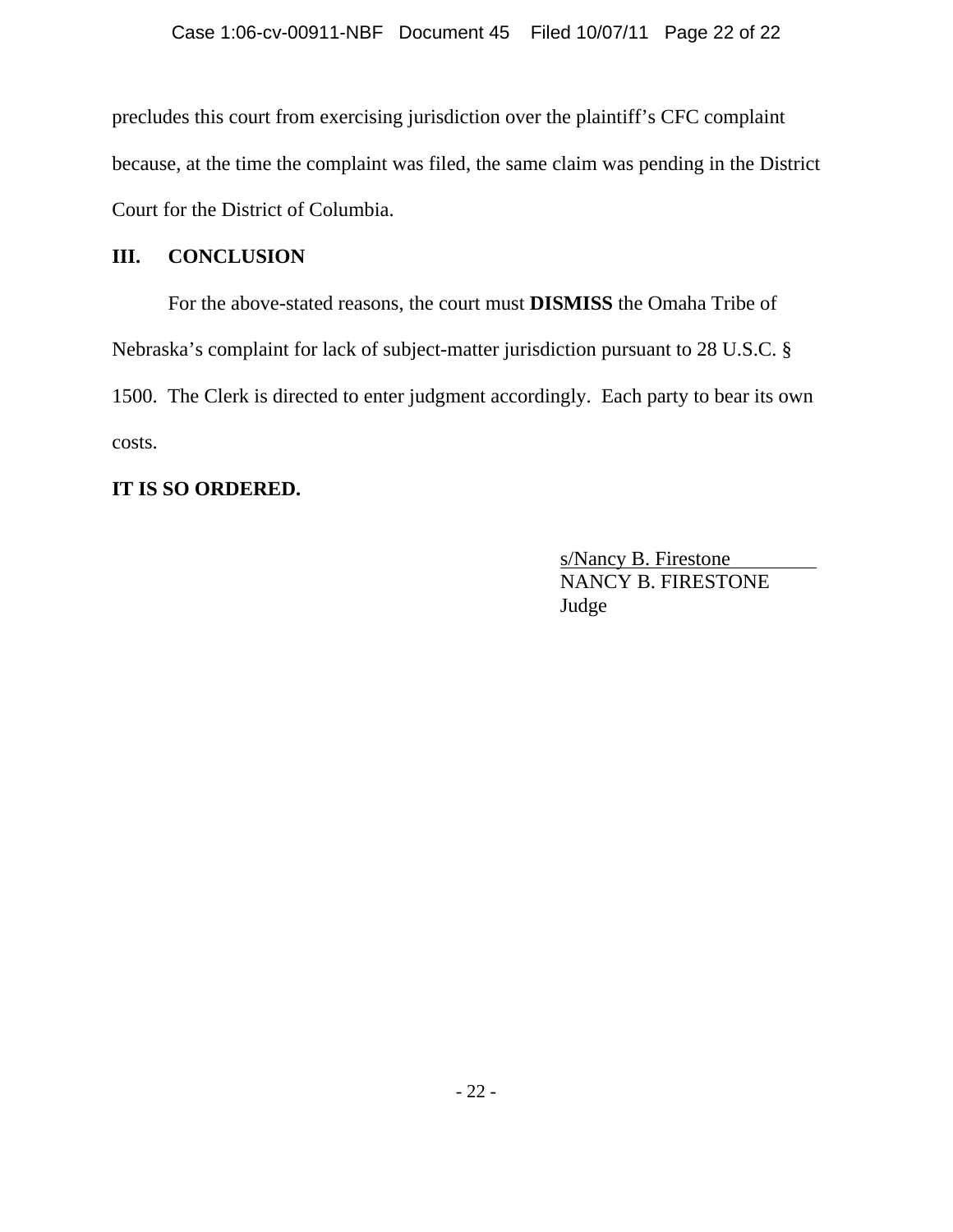precludes this court from exercising jurisdiction over the plaintiff's CFC complaint because, at the time the complaint was filed, the same claim was pending in the District Court for the District of Columbia.

## III. CONCLUSION

For the above-stated reasons, the court must **DISMISS** the Omaha Tribe of Nebraska's complaint for lack of subject-matter jurisdiction pursuant to 28 U.S.C. § 1500. The Clerk is directed to enter judgment accordingly. Each party to bear its own costs.

**IT IS SO ORDERED.**

s/Nancy B. Firestone
NANCY B. FIRESTONE
Judge